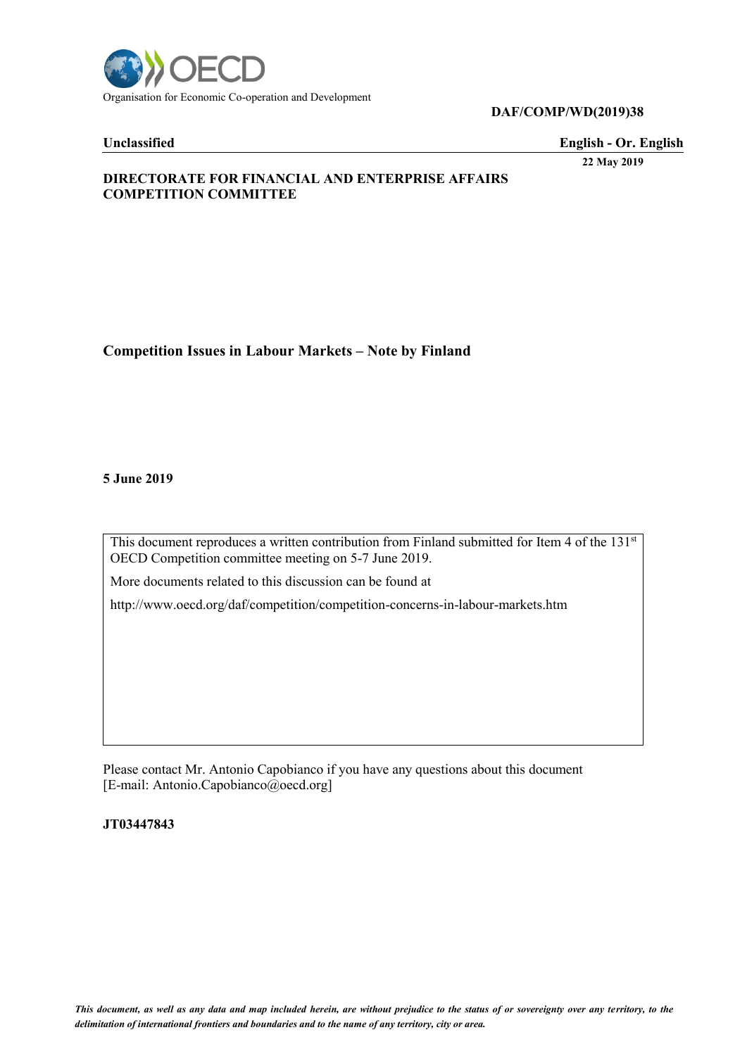Organisation for Economic Co-operation and Development

**DAF/COMP/WD(2019)38**

**Unclassified** **English - Or. English**

**22 May 2019**

**DIRECTORATE FOR FINANCIAL AND ENTERPRISE AFFAIRS**
**COMPETITION COMMITTEE**

# Competition Issues in Labour Markets – Note by Finland

**5 June 2019**

This document reproduces a written contribution from Finland submitted for Item 4 of the 131st OECD Competition committee meeting on 5-7 June 2019.

More documents related to this discussion can be found at

http://www.oecd.org/daf/competition/competition-concerns-in-labour-markets.htm

Please contact Mr. Antonio Capobianco if you have any questions about this document [E-mail: Antonio.Capobianco@oecd.org]

**JT03447843**

*This document, as well as any data and map included herein, are without prejudice to the status of or sovereignty over any territory, to the delimitation of international frontiers and boundaries and to the name of any territory, city or area.*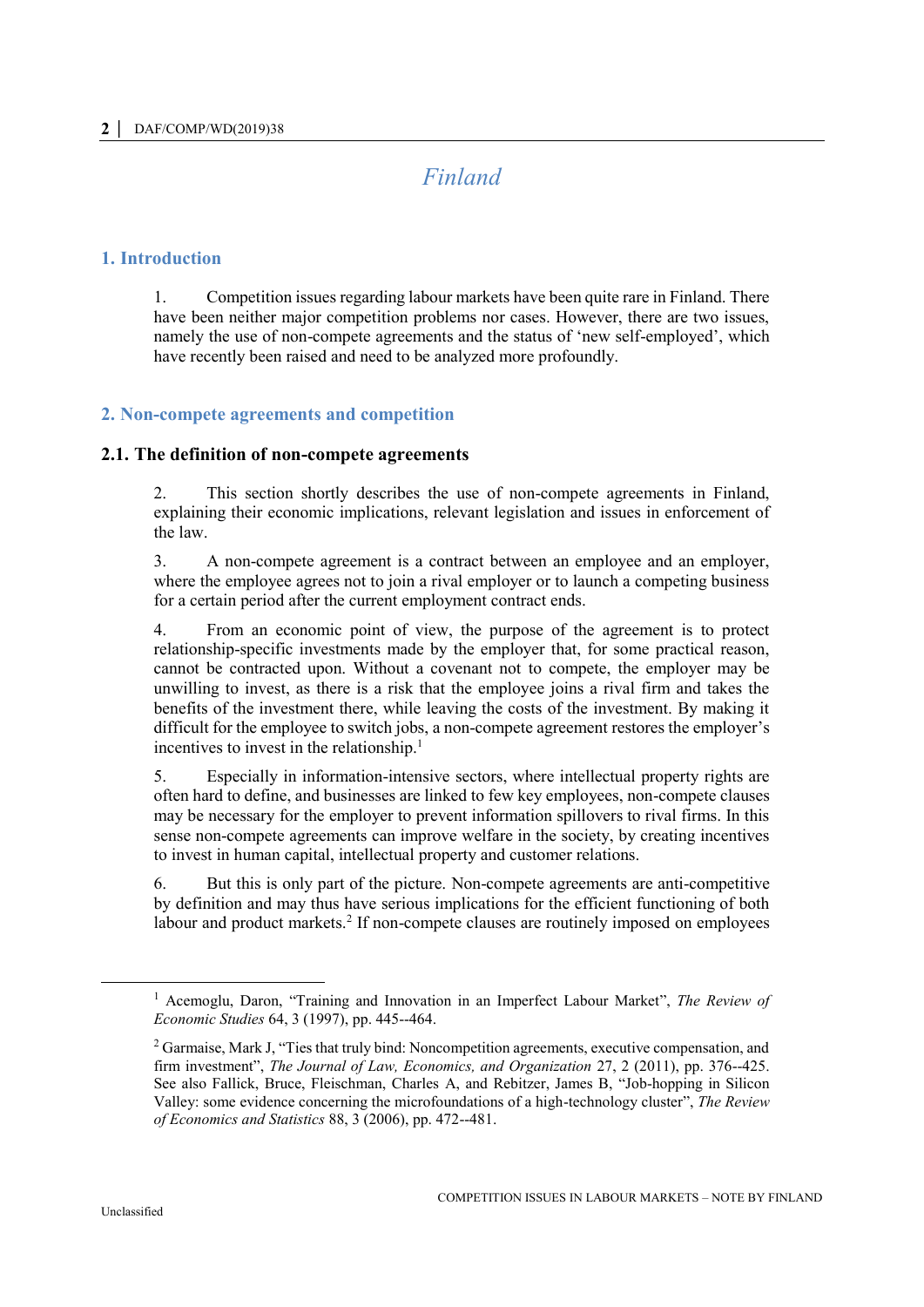# Finland

## 1. Introduction

1. Competition issues regarding labour markets have been quite rare in Finland. There have been neither major competition problems nor cases. However, there are two issues, namely the use of non-compete agreements and the status of 'new self-employed', which have recently been raised and need to be analyzed more profoundly.

## 2. Non-compete agreements and competition

### 2.1. The definition of non-compete agreements

2. This section shortly describes the use of non-compete agreements in Finland, explaining their economic implications, relevant legislation and issues in enforcement of the law.

3. A non-compete agreement is a contract between an employee and an employer, where the employee agrees not to join a rival employer or to launch a competing business for a certain period after the current employment contract ends.

4. From an economic point of view, the purpose of the agreement is to protect relationship-specific investments made by the employer that, for some practical reason, cannot be contracted upon. Without a covenant not to compete, the employer may be unwilling to invest, as there is a risk that the employee joins a rival firm and takes the benefits of the investment there, while leaving the costs of the investment. By making it difficult for the employee to switch jobs, a non-compete agreement restores the employer's incentives to invest in the relationship.[1]

5. Especially in information-intensive sectors, where intellectual property rights are often hard to define, and businesses are linked to few key employees, non-compete clauses may be necessary for the employer to prevent information spillovers to rival firms. In this sense non-compete agreements can improve welfare in the society, by creating incentives to invest in human capital, intellectual property and customer relations.

6. But this is only part of the picture. Non-compete agreements are anti-competitive by definition and may thus have serious implications for the efficient functioning of both labour and product markets.[2] If non-compete clauses are routinely imposed on employees

---

[1] Acemoglu, Daron, "Training and Innovation in an Imperfect Labour Market", *The Review of Economic Studies* 64, 3 (1997), pp. 445--464.

[2] Garmaise, Mark J, "Ties that truly bind: Noncompetition agreements, executive compensation, and firm investment", *The Journal of Law, Economics, and Organization* 27, 2 (2011), pp. 376--425. See also Fallick, Bruce, Fleischman, Charles A, and Rebitzer, James B, "Job-hopping in Silicon Valley: some evidence concerning the microfoundations of a high-technology cluster", *The Review of Economics and Statistics* 88, 3 (2006), pp. 472--481.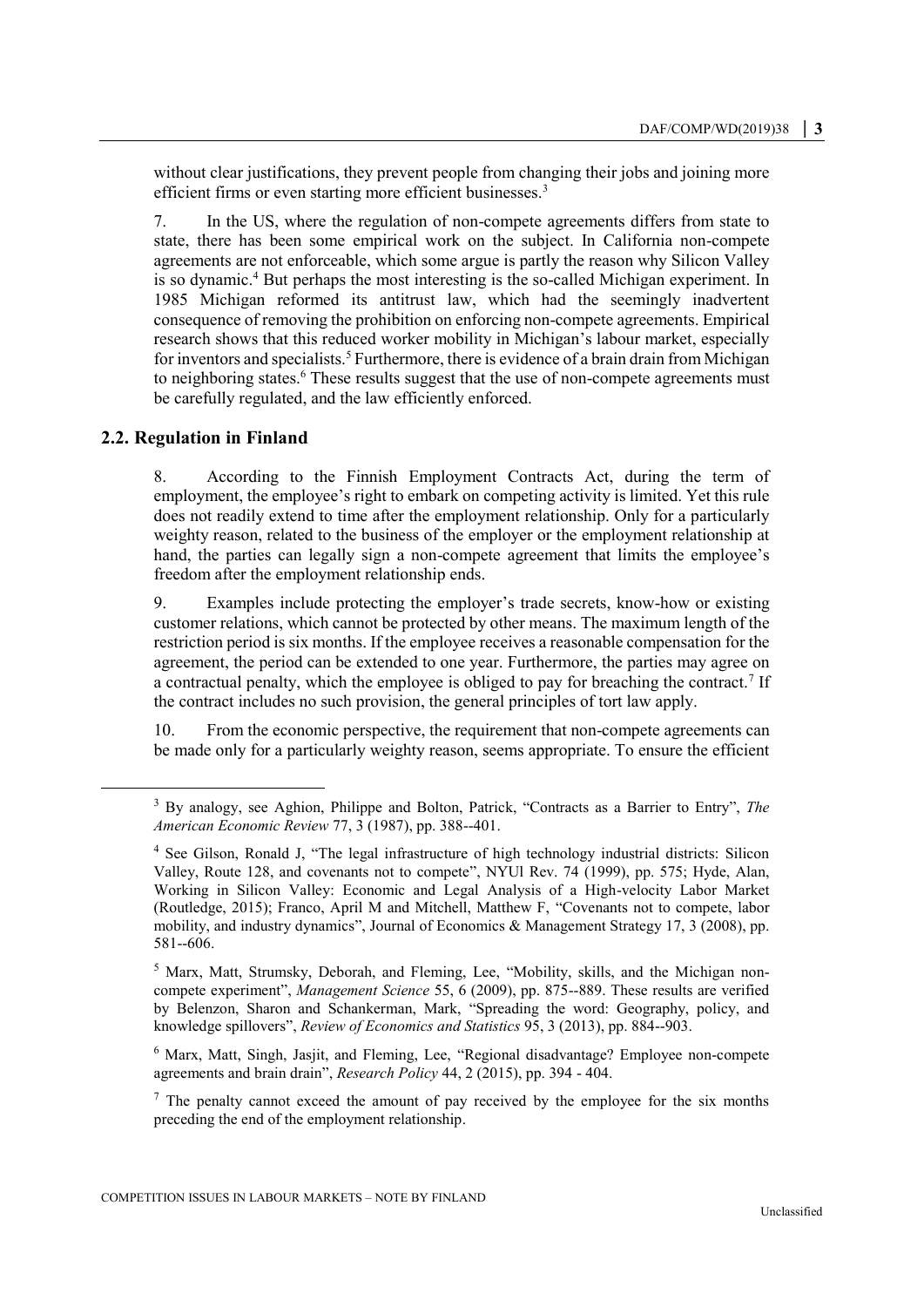without clear justifications, they prevent people from changing their jobs and joining more efficient firms or even starting more efficient businesses.[3]

7. In the US, where the regulation of non-compete agreements differs from state to state, there has been some empirical work on the subject. In California non-compete agreements are not enforceable, which some argue is partly the reason why Silicon Valley is so dynamic.[4] But perhaps the most interesting is the so-called Michigan experiment. In 1985 Michigan reformed its antitrust law, which had the seemingly inadvertent consequence of removing the prohibition on enforcing non-compete agreements. Empirical research shows that this reduced worker mobility in Michigan's labour market, especially for inventors and specialists.[5] Furthermore, there is evidence of a brain drain from Michigan to neighboring states.[6] These results suggest that the use of non-compete agreements must be carefully regulated, and the law efficiently enforced.

## 2.2. Regulation in Finland

8. According to the Finnish Employment Contracts Act, during the term of employment, the employee's right to embark on competing activity is limited. Yet this rule does not readily extend to time after the employment relationship. Only for a particularly weighty reason, related to the business of the employer or the employment relationship at hand, the parties can legally sign a non-compete agreement that limits the employee's freedom after the employment relationship ends.

9. Examples include protecting the employer's trade secrets, know-how or existing customer relations, which cannot be protected by other means. The maximum length of the restriction period is six months. If the employee receives a reasonable compensation for the agreement, the period can be extended to one year. Furthermore, the parties may agree on a contractual penalty, which the employee is obliged to pay for breaching the contract.[7] If the contract includes no such provision, the general principles of tort law apply.

10. From the economic perspective, the requirement that non-compete agreements can be made only for a particularly weighty reason, seems appropriate. To ensure the efficient

---

[3] By analogy, see Aghion, Philippe and Bolton, Patrick, "Contracts as a Barrier to Entry", *The American Economic Review* 77, 3 (1987), pp. 388--401.

[4] See Gilson, Ronald J, "The legal infrastructure of high technology industrial districts: Silicon Valley, Route 128, and covenants not to compete", NYUl Rev. 74 (1999), pp. 575; Hyde, Alan, Working in Silicon Valley: Economic and Legal Analysis of a High-velocity Labor Market (Routledge, 2015); Franco, April M and Mitchell, Matthew F, "Covenants not to compete, labor mobility, and industry dynamics", Journal of Economics & Management Strategy 17, 3 (2008), pp. 581--606.

[5] Marx, Matt, Strumsky, Deborah, and Fleming, Lee, "Mobility, skills, and the Michigan non-compete experiment", *Management Science* 55, 6 (2009), pp. 875--889. These results are verified by Belenzon, Sharon and Schankerman, Mark, "Spreading the word: Geography, policy, and knowledge spillovers", *Review of Economics and Statistics* 95, 3 (2013), pp. 884--903.

[6] Marx, Matt, Singh, Jasjit, and Fleming, Lee, "Regional disadvantage? Employee non-compete agreements and brain drain", *Research Policy* 44, 2 (2015), pp. 394 - 404.

[7] The penalty cannot exceed the amount of pay received by the employee for the six months preceding the end of the employment relationship.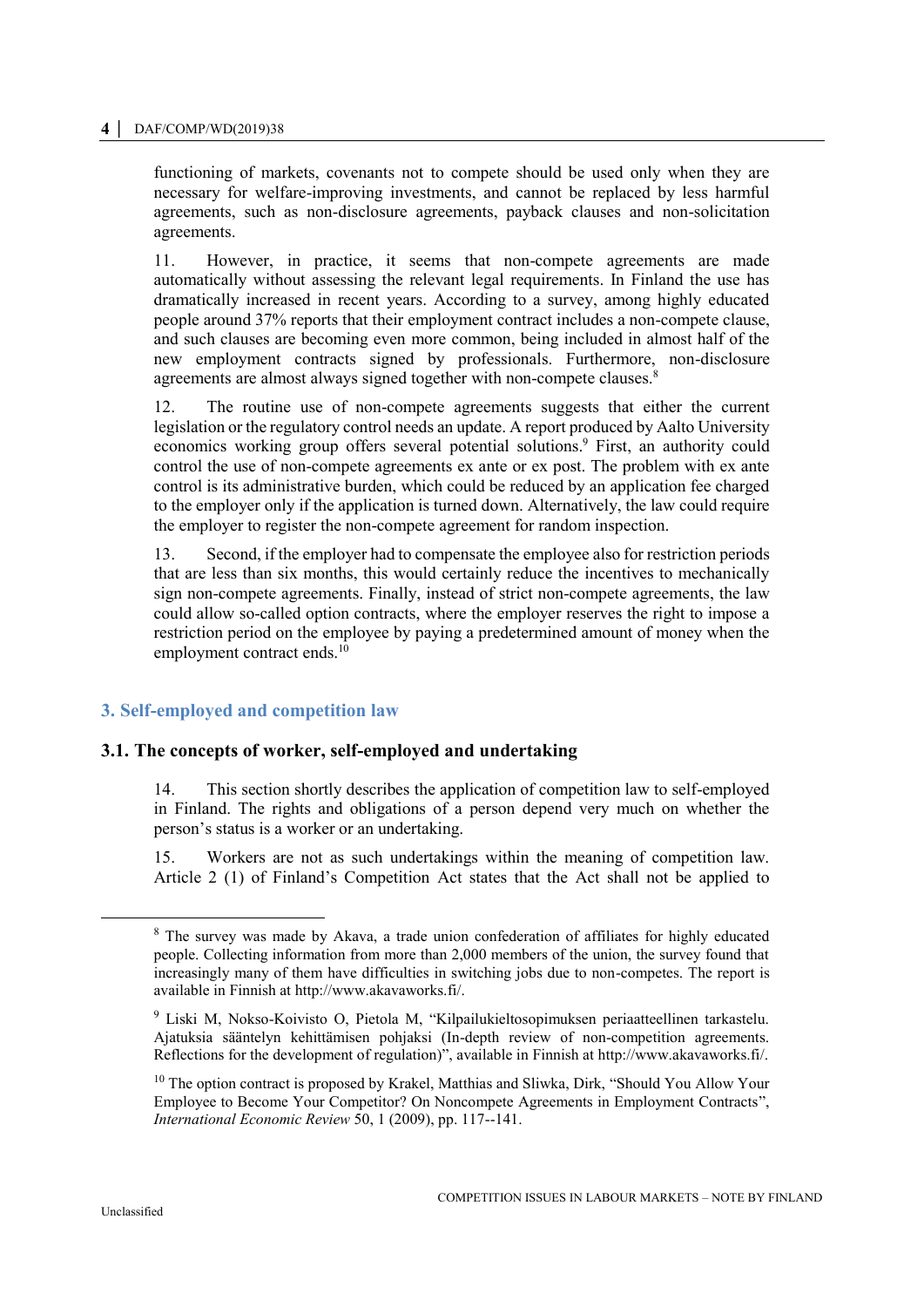functioning of markets, covenants not to compete should be used only when they are necessary for welfare-improving investments, and cannot be replaced by less harmful agreements, such as non-disclosure agreements, payback clauses and non-solicitation agreements.

11. However, in practice, it seems that non-compete agreements are made automatically without assessing the relevant legal requirements. In Finland the use has dramatically increased in recent years. According to a survey, among highly educated people around 37% reports that their employment contract includes a non-compete clause, and such clauses are becoming even more common, being included in almost half of the new employment contracts signed by professionals. Furthermore, non-disclosure agreements are almost always signed together with non-compete clauses.[8]

12. The routine use of non-compete agreements suggests that either the current legislation or the regulatory control needs an update. A report produced by Aalto University economics working group offers several potential solutions.[9] First, an authority could control the use of non-compete agreements ex ante or ex post. The problem with ex ante control is its administrative burden, which could be reduced by an application fee charged to the employer only if the application is turned down. Alternatively, the law could require the employer to register the non-compete agreement for random inspection.

13. Second, if the employer had to compensate the employee also for restriction periods that are less than six months, this would certainly reduce the incentives to mechanically sign non-compete agreements. Finally, instead of strict non-compete agreements, the law could allow so-called option contracts, where the employer reserves the right to impose a restriction period on the employee by paying a predetermined amount of money when the employment contract ends.[10]

## 3. Self-employed and competition law

### 3.1. The concepts of worker, self-employed and undertaking

14. This section shortly describes the application of competition law to self-employed in Finland. The rights and obligations of a person depend very much on whether the person's status is a worker or an undertaking.

15. Workers are not as such undertakings within the meaning of competition law. Article 2 (1) of Finland's Competition Act states that the Act shall not be applied to

---

[8] The survey was made by Akava, a trade union confederation of affiliates for highly educated people. Collecting information from more than 2,000 members of the union, the survey found that increasingly many of them have difficulties in switching jobs due to non-competes. The report is available in Finnish at http://www.akavaworks.fi/.

[9] Liski M, Nokso-Koivisto O, Pietola M, "Kilpailukieltosopimuksen periaatteellinen tarkastelu. Ajatuksia sääntelyn kehittämisen pohjaksi (In-depth review of non-competition agreements. Reflections for the development of regulation)", available in Finnish at http://www.akavaworks.fi/.

[10] The option contract is proposed by Krakel, Matthias and Sliwka, Dirk, "Should You Allow Your Employee to Become Your Competitor? On Noncompete Agreements in Employment Contracts", *International Economic Review* 50, 1 (2009), pp. 117--141.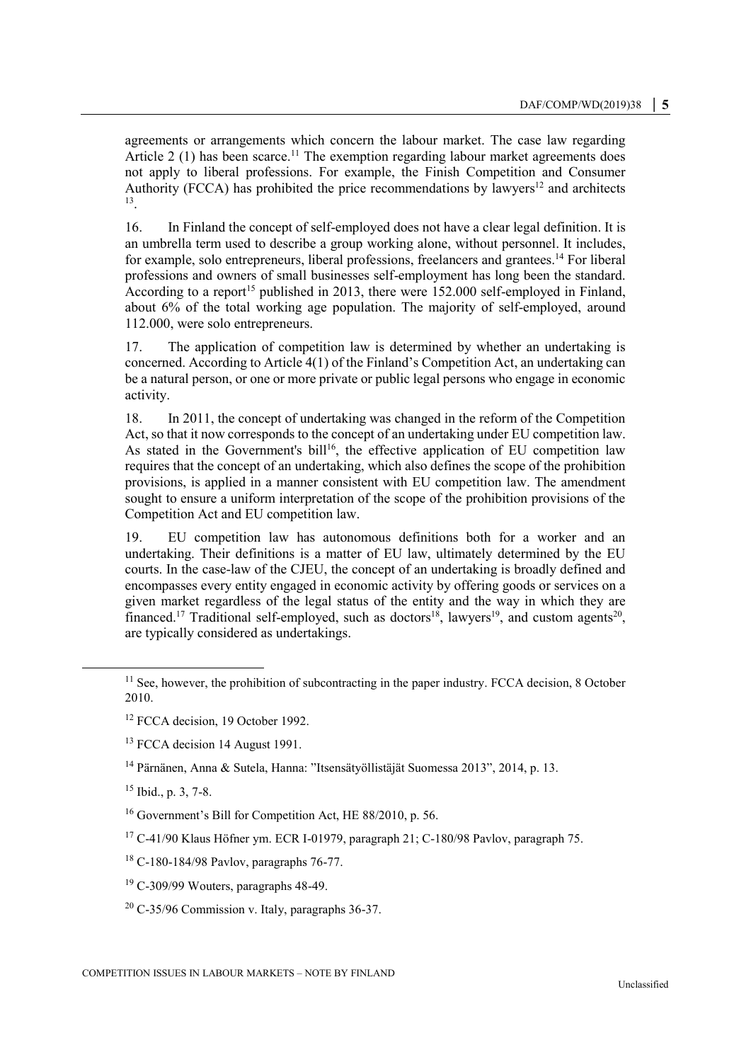agreements or arrangements which concern the labour market. The case law regarding Article 2 (1) has been scarce.[11] The exemption regarding labour market agreements does not apply to liberal professions. For example, the Finish Competition and Consumer Authority (FCCA) has prohibited the price recommendations by lawyers[12] and architects [13].

16. In Finland the concept of self-employed does not have a clear legal definition. It is an umbrella term used to describe a group working alone, without personnel. It includes, for example, solo entrepreneurs, liberal professions, freelancers and grantees.[14] For liberal professions and owners of small businesses self-employment has long been the standard. According to a report[15] published in 2013, there were 152.000 self-employed in Finland, about 6% of the total working age population. The majority of self-employed, around 112.000, were solo entrepreneurs.

17. The application of competition law is determined by whether an undertaking is concerned. According to Article 4(1) of the Finland's Competition Act, an undertaking can be a natural person, or one or more private or public legal persons who engage in economic activity.

18. In 2011, the concept of undertaking was changed in the reform of the Competition Act, so that it now corresponds to the concept of an undertaking under EU competition law. As stated in the Government's bill[16], the effective application of EU competition law requires that the concept of an undertaking, which also defines the scope of the prohibition provisions, is applied in a manner consistent with EU competition law. The amendment sought to ensure a uniform interpretation of the scope of the prohibition provisions of the Competition Act and EU competition law.

19. EU competition law has autonomous definitions both for a worker and an undertaking. Their definitions is a matter of EU law, ultimately determined by the EU courts. In the case-law of the CJEU, the concept of an undertaking is broadly defined and encompasses every entity engaged in economic activity by offering goods or services on a given market regardless of the legal status of the entity and the way in which they are financed.[17] Traditional self-employed, such as doctors[18], lawyers[19], and custom agents[20], are typically considered as undertakings.

[11] See, however, the prohibition of subcontracting in the paper industry. FCCA decision, 8 October 2010.

[12] FCCA decision, 19 October 1992.

[13] FCCA decision 14 August 1991.

[14] Pärnänen, Anna & Sutela, Hanna: "Itsensätyöllistäjät Suomessa 2013", 2014, p. 13.

[15] Ibid., p. 3, 7-8.

[16] Government's Bill for Competition Act, HE 88/2010, p. 56.

[17] C-41/90 Klaus Höfner ym. ECR I-01979, paragraph 21; C-180/98 Pavlov, paragraph 75.

[18] C-180-184/98 Pavlov, paragraphs 76-77.

[19] C-309/99 Wouters, paragraphs 48-49.

[20] C-35/96 Commission v. Italy, paragraphs 36-37.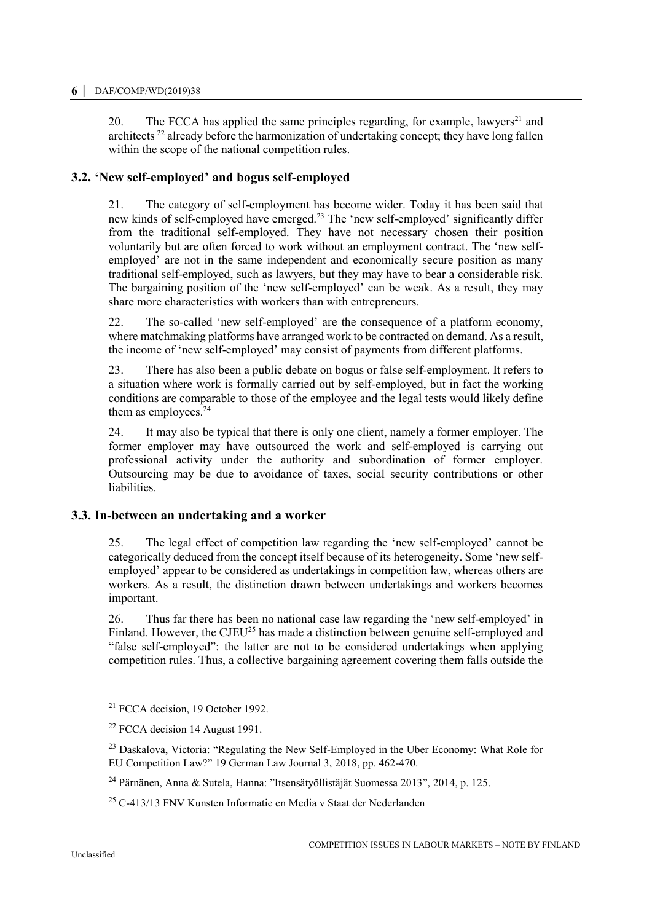20. The FCCA has applied the same principles regarding, for example, lawyers[21] and architects [22] already before the harmonization of undertaking concept; they have long fallen within the scope of the national competition rules.

### 3.2. 'New self-employed' and bogus self-employed

21. The category of self-employment has become wider. Today it has been said that new kinds of self-employed have emerged.[23] The 'new self-employed' significantly differ from the traditional self-employed. They have not necessary chosen their position voluntarily but are often forced to work without an employment contract. The 'new self-employed' are not in the same independent and economically secure position as many traditional self-employed, such as lawyers, but they may have to bear a considerable risk. The bargaining position of the 'new self-employed' can be weak. As a result, they may share more characteristics with workers than with entrepreneurs.

22. The so-called 'new self-employed' are the consequence of a platform economy, where matchmaking platforms have arranged work to be contracted on demand. As a result, the income of 'new self-employed' may consist of payments from different platforms.

23. There has also been a public debate on bogus or false self-employment. It refers to a situation where work is formally carried out by self-employed, but in fact the working conditions are comparable to those of the employee and the legal tests would likely define them as employees.[24]

24. It may also be typical that there is only one client, namely a former employer. The former employer may have outsourced the work and self-employed is carrying out professional activity under the authority and subordination of former employer. Outsourcing may be due to avoidance of taxes, social security contributions or other liabilities.

### 3.3. In-between an undertaking and a worker

25. The legal effect of competition law regarding the 'new self-employed' cannot be categorically deduced from the concept itself because of its heterogeneity. Some 'new self-employed' appear to be considered as undertakings in competition law, whereas others are workers. As a result, the distinction drawn between undertakings and workers becomes important.

26. Thus far there has been no national case law regarding the 'new self-employed' in Finland. However, the CJEU[25] has made a distinction between genuine self-employed and "false self-employed": the latter are not to be considered undertakings when applying competition rules. Thus, a collective bargaining agreement covering them falls outside the

---

[21] FCCA decision, 19 October 1992.

[22] FCCA decision 14 August 1991.

[23] Daskalova, Victoria: "Regulating the New Self-Employed in the Uber Economy: What Role for EU Competition Law?" 19 German Law Journal 3, 2018, pp. 462-470.

[24] Pärnänen, Anna & Sutela, Hanna: "Itsensätyöllistäjät Suomessa 2013", 2014, p. 125.

[25] C-413/13 FNV Kunsten Informatie en Media v Staat der Nederlanden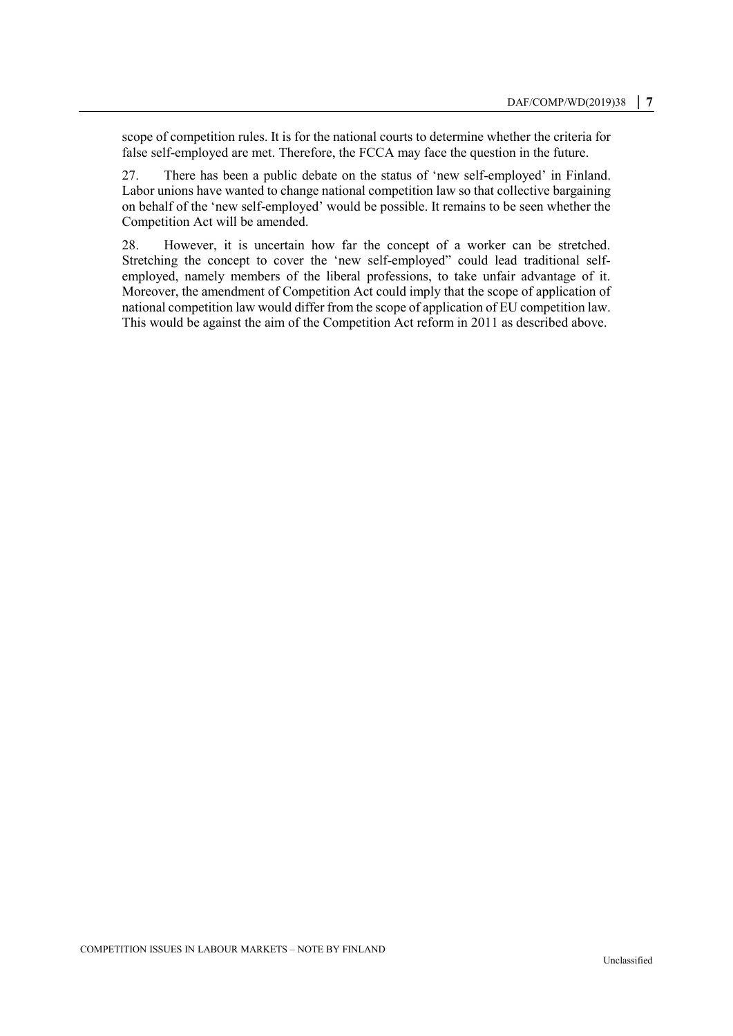scope of competition rules. It is for the national courts to determine whether the criteria for false self-employed are met. Therefore, the FCCA may face the question in the future.

27. There has been a public debate on the status of 'new self-employed' in Finland. Labor unions have wanted to change national competition law so that collective bargaining on behalf of the 'new self-employed' would be possible. It remains to be seen whether the Competition Act will be amended.

28. However, it is uncertain how far the concept of a worker can be stretched. Stretching the concept to cover the 'new self-employed" could lead traditional self-employed, namely members of the liberal professions, to take unfair advantage of it. Moreover, the amendment of Competition Act could imply that the scope of application of national competition law would differ from the scope of application of EU competition law. This would be against the aim of the Competition Act reform in 2011 as described above.